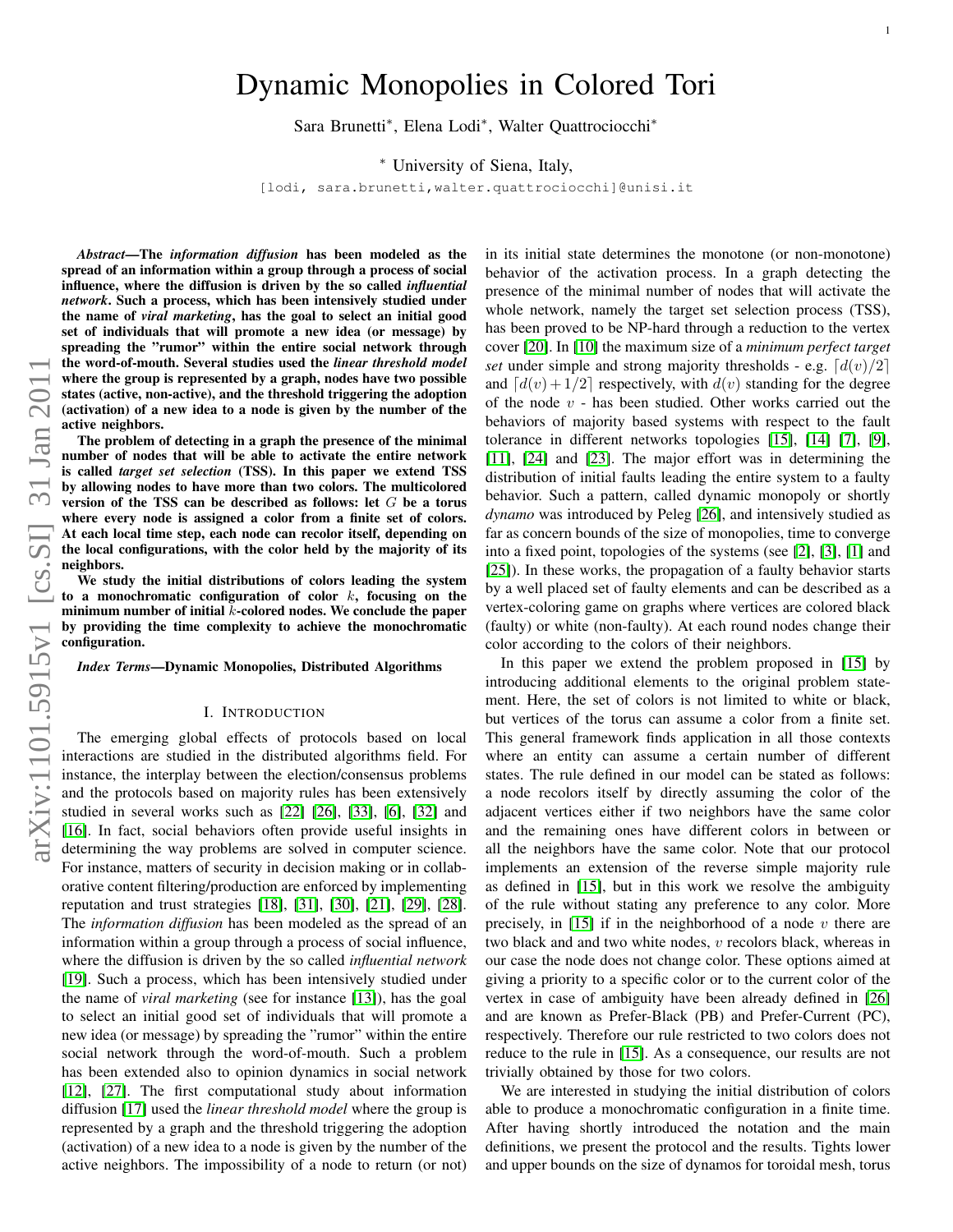# Dynamic Monopolies in Colored Tori

Sara Brunetti*, Elena Lodi*, Walter Quattrociocchi*

* University of Siena, Italy,

[lodi, sara.brunetti,walter.quattrociocchi]@unisi.it

***Abstract*—The *information diffusion* has been modeled as the spread of an information within a group through a process of social influence, where the diffusion is driven by the so called *influential network*. Such a process, which has been intensively studied under the name of *viral marketing*, has the goal to select an initial good set of individuals that will promote a new idea (or message) by spreading the "rumor" within the entire social network through the word-of-mouth. Several studies used the *linear threshold model* where the group is represented by a graph, nodes have two possible states (active, non-active), and the threshold triggering the adoption (activation) of a new idea to a node is given by the number of the active neighbors.**

**The problem of detecting in a graph the presence of the minimal number of nodes that will be able to activate the entire network is called *target set selection* (TSS). In this paper we extend TSS by allowing nodes to have more than two colors. The multicolored version of the TSS can be described as follows: let $G$ be a torus where every node is assigned a color from a finite set of colors. At each local time step, each node can recolor itself, depending on the local configurations, with the color held by the majority of its neighbors.**

**We study the initial distributions of colors leading the system to a monochromatic configuration of color $k$, focusing on the minimum number of initial $k$-colored nodes. We conclude the paper by providing the time complexity to achieve the monochromatic configuration.**

***Index Terms*—Dynamic Monopolies, Distributed Algorithms**

## I. Introduction

The emerging global effects of protocols based on local interactions are studied in the distributed algorithms field. For instance, the interplay between the election/consensus problems and the protocols based on majority rules has been extensively studied in several works such as [22] [26], [33], [6], [32] and [16]. In fact, social behaviors often provide useful insights in determining the way problems are solved in computer science. For instance, matters of security in decision making or in collaborative content filtering/production are enforced by implementing reputation and trust strategies [18], [31], [30], [21], [29], [28]. The *information diffusion* has been modeled as the spread of an information within a group through a process of social influence, where the diffusion is driven by the so called *influential network* [19]. Such a process, which has been intensively studied under the name of *viral marketing* (see for instance [13]), has the goal to select an initial good set of individuals that will promote a new idea (or message) by spreading the "rumor" within the entire social network through the word-of-mouth. Such a problem has been extended also to opinion dynamics in social network [12], [27]. The first computational study about information diffusion [17] used the *linear threshold model* where the group is represented by a graph and the threshold triggering the adoption (activation) of a new idea to a node is given by the number of the active neighbors. The impossibility of a node to return (or not) in its initial state determines the monotone (or non-monotone) behavior of the activation process. In a graph detecting the presence of the minimal number of nodes that will activate the whole network, namely the target set selection process (TSS), has been proved to be NP-hard through a reduction to the vertex cover [20]. In [10] the maximum size of a *minimum perfect target set* under simple and strong majority thresholds - e.g. $\lceil d(v)/2 \rceil$ and $\lceil d(v) + 1/2 \rceil$ respectively, with $d(v)$ standing for the degree of the node $v$ - has been studied. Other works carried out the behaviors of majority based systems with respect to the fault tolerance in different networks topologies [15], [14] [7], [9], [11], [24] and [23]. The major effort was in determining the distribution of initial faults leading the entire system to a faulty behavior. Such a pattern, called dynamic monopoly or shortly *dynamo* was introduced by Peleg [26], and intensively studied as far as concern bounds of the size of monopolies, time to converge into a fixed point, topologies of the systems (see [2], [3], [1] and [25]). In these works, the propagation of a faulty behavior starts by a well placed set of faulty elements and can be described as a vertex-coloring game on graphs where vertices are colored black (faulty) or white (non-faulty). At each round nodes change their color according to the colors of their neighbors.

In this paper we extend the problem proposed in [15] by introducing additional elements to the original problem statement. Here, the set of colors is not limited to white or black, but vertices of the torus can assume a color from a finite set. This general framework finds application in all those contexts where an entity can assume a certain number of different states. The rule defined in our model can be stated as follows: a node recolors itself by directly assuming the color of the adjacent vertices either if two neighbors have the same color and the remaining ones have different colors in between or all the neighbors have the same color. Note that our protocol implements an extension of the reverse simple majority rule as defined in [15], but in this work we resolve the ambiguity of the rule without stating any preference to any color. More precisely, in [15] if in the neighborhood of a node $v$ there are two black and two white nodes, $v$ recolors black, whereas in our case the node does not change color. These options aimed at giving a priority to a specific color or to the current color of the vertex in case of ambiguity have been already defined in [26] and are known as Prefer-Black (PB) and Prefer-Current (PC), respectively. Therefore our rule restricted to two colors does not reduce to the rule in [15]. As a consequence, our results are not trivially obtained by those for two colors.

We are interested in studying the initial distribution of colors able to produce a monochromatic configuration in a finite time. After having shortly introduced the notation and the main definitions, we present the protocol and the results. Tights lower and upper bounds on the size of dynamos for toroidal mesh, torus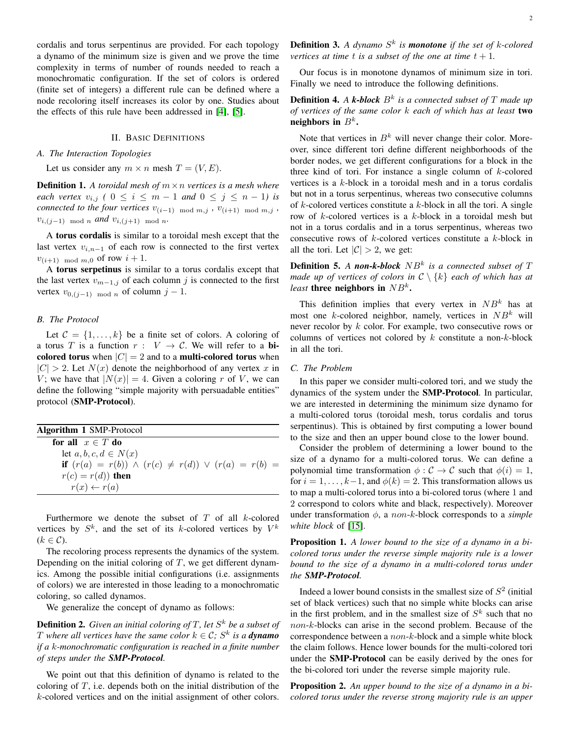cordalis and torus serpentinus are provided. For each topology a dynamo of the minimum size is given and we prove the time complexity in terms of number of rounds needed to reach a monochromatic configuration. If the set of colors is ordered (finite set of integers) a different rule can be defined where a node recoloring itself increases its color by one. Studies about the effects of this rule have been addressed in [4], [5].

## II. Basic Definitions

### A. The Interaction Topologies

Let us consider any $m \times n$ mesh $T = (V, E)$.

**Definition 1.** *A toroidal mesh of $m \times n$ vertices is a mesh where each vertex $v_{i,j}$ ( $0 \le i \le m-1$ and $0 \le j \le n-1$) is connected to the four vertices $v_{(i-1) \bmod m, j}$, $v_{(i+1) \bmod m, j}$, $v_{i,(j-1) \bmod n}$ and $v_{i,(j+1) \bmod n}$.*

A **torus cordalis** is similar to a toroidal mesh except that the last vertex $v_{i,n-1}$ of each row is connected to the first vertex $v_{(i+1) \bmod m, 0}$ of row $i+1$.

A **torus serpetinus** is similar to a torus cordalis except that the last vertex $v_{m-1,j}$ of each column $j$ is connected to the first vertex $v_{0,(j-1) \bmod n}$ of column $j-1$.

### B. The Protocol

Let $\mathcal{C} = \{1, \ldots, k\}$ be a finite set of colors. A coloring of a torus $T$ is a function $r : V \to \mathcal{C}$. We will refer to a **bi-colored torus** when $|C| = 2$ and to a **multi-colored torus** when $|C| > 2$. Let $N(x)$ denote the neighborhood of any vertex $x$ in $V$; we have that $|N(x)| = 4$. Given a coloring $r$ of $V$, we can define the following "simple majority with persuadable entities" protocol (**SMP-Protocol**).

```
Algorithm 1 SMP-Protocol
  for all x ∈ T do
    let a, b, c, d ∈ N(x)
    if (r(a) = r(b)) ∧ (r(c) ≠ r(d)) ∨ (r(a) = r(b) = r(c) = r(d)) then
      r(x) ← r(a)
```

Furthermore we denote the subset of $T$ of all $k$-colored vertices by $S^k$, and the set of its $k$-colored vertices by $V^k$ ($k \in \mathcal{C}$).

The recoloring process represents the dynamics of the system. Depending on the initial coloring of $T$, we get different dynamics. Among the possible initial configurations (i.e. assignments of colors) we are interested in those leading to a monochromatic coloring, so called dynamos.

We generalize the concept of dynamo as follows:

**Definition 2.** *Given an initial coloring of $T$, let $S^k$ be a subset of $T$ where all vertices have the same color $k \in \mathcal{C}$; $S^k$ is a **dynamo** if a $k$-monochromatic configuration is reached in a finite number of steps under the **SMP-Protocol**.*

We point out that this definition of dynamo is related to the coloring of $T$, i.e. depends both on the initial distribution of the $k$-colored vertices and on the initial assignment of other colors.

**Definition 3.** *A dynamo $S^k$ is **monotone** if the set of $k$-colored vertices at time $t$ is a subset of the one at time $t+1$.*

Our focus is in monotone dynamos of minimum size in tori. Finally we need to introduce the following definitions.

**Definition 4.** *A **k-block** $B^k$ is a connected subset of $T$ made up of vertices of the same color $k$ each of which has at least* **two neighbors in** $B^k$.

Note that vertices in $B^k$ will never change their color. Moreover, since different tori define different neighborhoods of the border nodes, we get different configurations for a block in the three kind of tori. For instance a single column of $k$-colored vertices is a $k$-block in a toroidal mesh and in a torus cordalis but not in a torus serpentinus, whereas two consecutive columns of $k$-colored vertices constitute a $k$-block in all the tori. A single row of $k$-colored vertices is a $k$-block in a toroidal mesh but not in a torus cordalis and in a torus serpentinus, whereas two consecutive rows of $k$-colored vertices constitute a $k$-block in all the tori. Let $|\mathcal{C}| > 2$, we get:

**Definition 5.** *A **non-k-block** $NB^k$ is a connected subset of $T$ made up of vertices of colors in $\mathcal{C} \setminus \{k\}$ each of which has at least* **three neighbors in** $NB^k$.

This definition implies that every vertex in $NB^k$ has at most one $k$-colored neighbor, namely, vertices in $NB^k$ will never recolor by $k$ color. For example, two consecutive rows or columns of vertices not colored by $k$ constitute a non-$k$-block in all the tori.

### C. The Problem

In this paper we consider multi-colored tori, and we study the dynamics of the system under the **SMP-Protocol**. In particular, we are interested in determining the minimum size dynamo for a multi-colored torus (toroidal mesh, torus cordalis and torus serpentinus). This is obtained by first computing a lower bound to the size and then an upper bound close to the lower bound.

Consider the problem of determining a lower bound to the size of a dynamo for a multi-colored torus. We can define a polynomial time transformation $\phi : \mathcal{C} \to \mathcal{C}$ such that $\phi(i) = 1$, for $i = 1, \ldots, k-1$, and $\phi(k) = 2$. This transformation allows us to map a multi-colored torus into a bi-colored torus (where 1 and 2 correspond to colors white and black, respectively). Moreover under transformation $\phi$, a *non-k*-block corresponds to a *simple white block* of [15].

**Proposition 1.** *A lower bound to the size of a dynamo in a bi-colored torus under the reverse simple majority rule is a lower bound to the size of a dynamo in a multi-colored torus under the **SMP-Protocol**.*

Indeed a lower bound consists in the smallest size of $S^2$ (initial set of black vertices) such that no simple white blocks can arise in the first problem, and in the smallest size of $S^k$ such that no *non-k*-blocks can arise in the second problem. Because of the correspondence between a *non-k*-block and a simple white block the claim follows. Hence lower bounds for the multi-colored tori under the **SMP-Protocol** can be easily derived by the ones for the bi-colored tori under the reverse simple majority rule.

**Proposition 2.** *An upper bound to the size of a dynamo in a bi-colored torus under the reverse strong majority rule is an upper*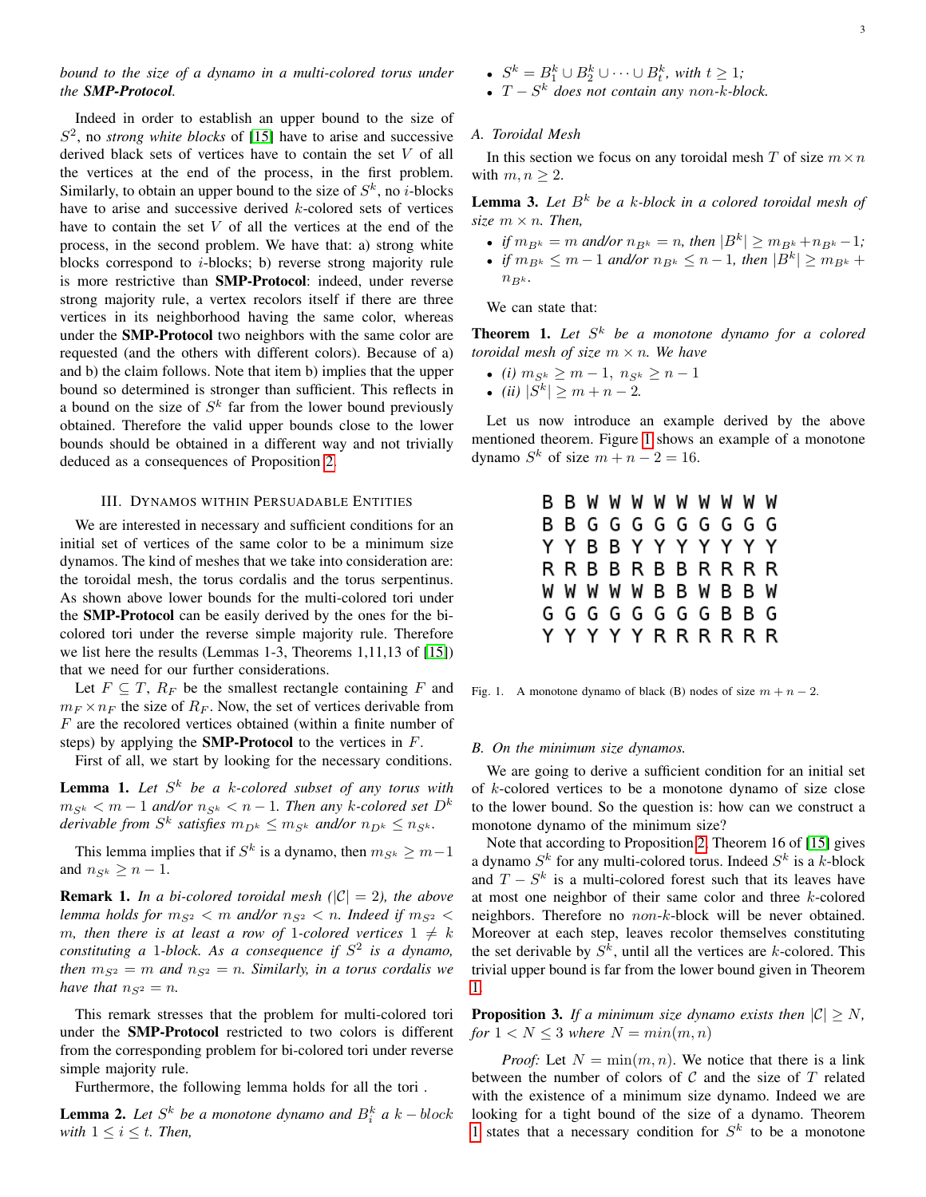*bound to the size of a dynamo in a multi-colored torus under the* ***SMP-Protocol****.*

Indeed in order to establish an upper bound to the size of $S^2$, no *strong white blocks* of [15] have to arise and successive derived black sets of vertices have to contain the set $V$ of all the vertices at the end of the process, in the first problem. Similarly, to obtain an upper bound to the size of $S^k$, no $i$-blocks have to arise and successive derived $k$-colored sets of vertices have to contain the set $V$ of all the vertices at the end of the process, in the second problem. We have that: a) strong white blocks correspond to $i$-blocks; b) reverse strong majority rule is more restrictive than **SMP-Protocol**: indeed, under reverse strong majority rule, a vertex recolors itself if there are three vertices in its neighborhood having the same color, whereas under the **SMP-Protocol** two neighbors with the same color are requested (and the others with different colors). Because of a) and b) the claim follows. Note that item b) implies that the upper bound so determined is stronger than sufficient. This reflects in a bound on the size of $S^k$ far from the lower bound previously obtained. Therefore the valid upper bounds close to the lower bounds should be obtained in a different way and not trivially deduced as a consequences of Proposition 2.

## III. Dynamos within Persuadable Entities

We are interested in necessary and sufficient conditions for an initial set of vertices of the same color to be a minimum size dynamos. The kind of meshes that we take into consideration are: the toroidal mesh, the torus cordalis and the torus serpentinus. As shown above lower bounds for the multi-colored tori under the **SMP-Protocol** can be easily derived by the ones for the bi-colored tori under the reverse simple majority rule. Therefore we list here the results (Lemmas 1-3, Theorems 1,11,13 of [15]) that we need for our further considerations.

Let $F \subseteq T$, $R_F$ be the smallest rectangle containing $F$ and $m_F \times n_F$ the size of $R_F$. Now, the set of vertices derivable from $F$ are the recolored vertices obtained (within a finite number of steps) by applying the **SMP-Protocol** to the vertices in $F$.

First of all, we start by looking for the necessary conditions.

**Lemma 1.** *Let $S^k$ be a $k$-colored subset of any torus with $m_{S^k} < m-1$ and/or $n_{S^k} < n-1$. Then any $k$-colored set $D^k$ derivable from $S^k$ satisfies $m_{D^k} \leq m_{S^k}$ and/or $n_{D^k} \leq n_{S^k}$.*

This lemma implies that if $S^k$ is a dynamo, then $m_{S^k} \geq m-1$ and $n_{S^k} \geq n-1$.

**Remark 1.** *In a bi-colored toroidal mesh ($|\mathcal{C}| = 2$), the above lemma holds for $m_{S^2} < m$ and/or $n_{S^2} < n$. Indeed if $m_{S^2} < m$, then there is at least a row of 1-colored vertices $1 \neq k$ constituting a 1-block. As a consequence if $S^2$ is a dynamo, then $m_{S^2} = m$ and $n_{S^2} = n$. Similarly, in a torus cordalis we have that $n_{S^2} = n$.*

This remark stresses that the problem for multi-colored tori under the **SMP-Protocol** restricted to two colors is different from the corresponding problem for bi-colored tori under reverse simple majority rule.

Furthermore, the following lemma holds for all the tori .

**Lemma 2.** *Let $S^k$ be a monotone dynamo and $B_i^k$ a $k-block$ with $1 \leq i \leq t$. Then,*

- *$S^k = B_1^k \cup B_2^k \cup \dots \cup B_t^k$, with $t \geq 1$;*
- *$T - S^k$ does not contain any $non$-$k$-$block$.*

### A. Toroidal Mesh

In this section we focus on any toroidal mesh $T$ of size $m \times n$ with $m, n \geq 2$.

**Lemma 3.** *Let $B^k$ be a $k$-block in a colored toroidal mesh of size $m \times n$. Then,*

- *if $m_{B^k} = m$ and/or $n_{B^k} = n$, then $|B^k| \geq m_{B^k} + n_{B^k} - 1$;*
- *if $m_{B^k} \leq m-1$ and/or $n_{B^k} \leq n-1$, then $|B^k| \geq m_{B^k} + n_{B^k}$.*

We can state that:

**Theorem 1.** *Let $S^k$ be a monotone dynamo for a colored toroidal mesh of size $m \times n$. We have*

- *(i) $m_{S^k} \geq m-1$, $n_{S^k} \geq n-1$*
- *(ii) $|S^k| \geq m + n - 2$.*

Let us now introduce an example derived by the above mentioned theorem. Figure 1 shows an example of a monotone dynamo $S^k$ of size $m + n - 2 = 16$.

```
B B W W W W W W W W W
B B G G G G G G G G G
Y Y B B Y Y Y Y Y Y Y
R R B B R B B R R R R
W W W W W B B W B B W
G G G G G G G G B B G
Y Y Y Y Y R R R R R R
```

Fig. 1. A monotone dynamo of black (B) nodes of size $m + n - 2$.

### B. On the minimum size dynamos.

We are going to derive a sufficient condition for an initial set of $k$-colored vertices to be a monotone dynamo of size close to the lower bound. So the question is: how can we construct a monotone dynamo of the minimum size?

Note that according to Proposition 2, Theorem 16 of [15] gives a dynamo $S^k$ for any multi-colored torus. Indeed $S^k$ is a $k$-block and $T - S^k$ is a multi-colored forest such that its leaves have at most one neighbor of their same color and three $k$-colored neighbors. Therefore no $non$-$k$-$block$ will be never obtained. Moreover at each step, leaves recolor themselves constituting the set derivable by $S^k$, until all the vertices are $k$-colored. This trivial upper bound is far from the lower bound given in Theorem 1.

**Proposition 3.** *If a minimum size dynamo exists then $|\mathcal{C}| \geq N$, for $1 < N \leq 3$ where $N = min(m, n)$*

*Proof:* Let $N = \min(m, n)$. We notice that there is a link between the number of colors of $\mathcal{C}$ and the size of $T$ related with the existence of a minimum size dynamo. Indeed we are looking for a tight bound of the size of a dynamo. Theorem 1 states that a necessary condition for $S^k$ to be a monotone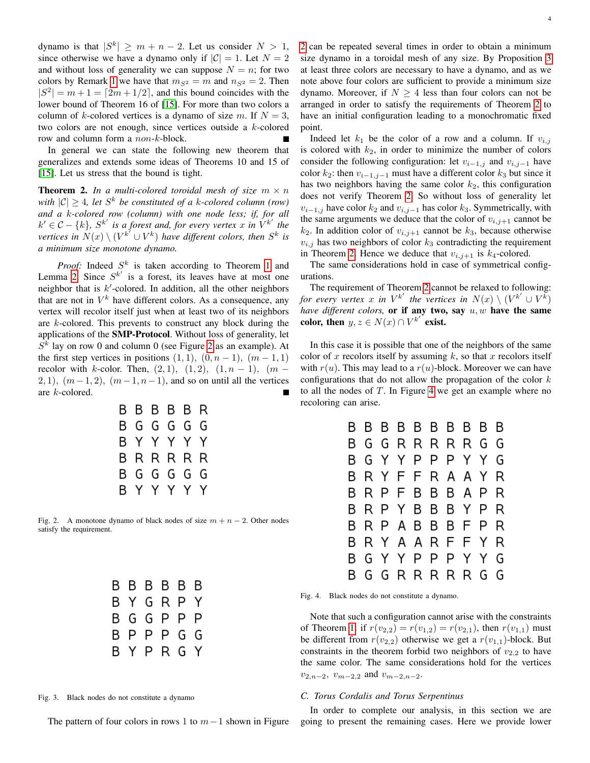dynamo is that $|S^k| \geq m+n-2$. Let us consider $N > 1$, since otherwise we have a dynamo only if $|\mathcal{C}| = 1$. Let $N = 2$ and without loss of generality we can suppose $N = n$; for two colors by Remark 1 we have that $m_{S^2} = m$ and $n_{S^2} = 2$. Then $|S^2| = m+1 = \lceil 2m+1/2 \rceil$, and this bound coincides with the lower bound of Theorem 16 of [15]. For more than two colors a column of $k$-colored vertices is a dynamo of size $m$. If $N = 3$, two colors are not enough, since vertices outside a $k$-colored row and column form a *non-k*-block. ∎

In general we can state the following new theorem that generalizes and extends some ideas of Theorems 10 and 15 of [15]. Let us stress that the bound is tight.

**Theorem 2.** *In a multi-colored toroidal mesh of size $m \times n$ with $|\mathcal{C}| \geq 4$, let $S^k$ be constituted of a $k$-colored column (row) and a $k$-colored row (column) with one node less; if, for all $k' \in \mathcal{C} - \{k\}$, $S^{k'}$ is a forest and, for every vertex $x$ in $V^{k'}$ the vertices in $N(x) \setminus (V^{k'} \cup V^k)$ have different colors, then $S^k$ is a minimum size monotone dynamo.*

*Proof:* Indeed $S^k$ is taken according to Theorem 1 and Lemma 2. Since $S^{k'}$ is a forest, its leaves have at most one neighbor that is $k'$-colored. In addition, all the other neighbors that are not in $V^k$ have different colors. As a consequence, any vertex will recolor itself just when at least two of its neighbors are $k$-colored. This prevents to construct any block during the applications of the **SMP-Protocol**. Without loss of generality, let $S^k$ lay on row 0 and column 0 (see Figure 2 as an example). At the first step vertices in positions $(1,1)$, $(0,n-1)$, $(m-1,1)$ recolor with $k$-color. Then, $(2,1)$, $(1,2)$, $(1,n-1)$, $(m-2,1)$, $(m-1,2)$, $(m-1,n-1)$, and so on until all the vertices are $k$-colored. ∎

```
B B B B B R
B G G G G G
B Y Y Y Y Y
B R R R R R
B G G G G G
B Y Y Y Y Y
```

Fig. 2. A monotone dynamo of black nodes of size $m+n-2$. Other nodes satisfy the requirement.

```
B B B B B B
B Y G R P Y
B G G P P P
B P P P G G
B Y P R G Y
```

Fig. 3. Black nodes do not constitute a dynamo

The pattern of four colors in rows 1 to $m-1$ shown in Figure 2 can be repeated several times in order to obtain a minimum size dynamo in a toroidal mesh of any size. By Proposition 3 at least three colors are necessary to have a dynamo, and as we note above four colors are sufficient to provide a minimum size dynamo. Moreover, if $N \geq 4$ less than four colors can not be arranged in order to satisfy the requirements of Theorem 2 to have an initial configuration leading to a monochromatic fixed point.

Indeed let $k_1$ be the color of a row and a column. If $v_{i,j}$ is colored with $k_2$, in order to minimize the number of colors consider the following configuration: let $v_{i-1,j}$ and $v_{i,j-1}$ have color $k_2$: then $v_{i-1,j-1}$ must have a different color $k_3$ but since it has two neighbors having the same color $k_2$, this configuration does not verify Theorem 2. So without loss of generality let $v_{i-1,j}$ have color $k_2$ and $v_{i,j-1}$ has color $k_3$. Symmetrically, with the same arguments we deduce that the color of $v_{i,j+1}$ cannot be $k_2$. In addition color of $v_{i,j+1}$ cannot be $k_3$, because otherwise $v_{i,j}$ has two neighbors of color $k_3$ contradicting the requirement in Theorem 2. Hence we deduce that $v_{i,j+1}$ is $k_4$-colored.

The same considerations hold in case of symmetrical configurations.

The requirement of Theorem 2 cannot be relaxed to following: *for every vertex $x$ in $V^{k'}$ the vertices in $N(x) \setminus (V^{k'} \cup V^k)$ have different colors,* **or if any two, say $u, w$ have the same color, then $y, z \in N(x) \cap V^{k'}$ exist.**

In this case it is possible that one of the neighbors of the same color of $x$ recolors itself by assuming $k$, so that $x$ recolors itself with $r(u)$. This may lead to a $r(u)$-block. Moreover we can have configurations that do not allow the propagation of the color $k$ to all the nodes of $T$. In Figure 4 we get an example where no recoloring can arise.

```
B B B B B B B B B B
B G G R R R R R G G
B G Y Y P P P Y Y G
B R Y F F R A A Y R
B R P F B B B A P R
B R P Y B B B Y P R
B R P A B B B F P R
B R Y A A R F F Y R
B G Y Y P P P Y Y G
B G G R R R R R G G
```

Fig. 4. Black nodes do not constitute a dynamo.

Note that such a configuration cannot arise with the constraints of Theorem 1: if $r(v_{2,2}) = r(v_{1,2}) = r(v_{2,1})$, then $r(v_{1,1})$ must be different from $r(v_{2,2})$ otherwise we get a $r(v_{1,1})$-block. But constraints in the theorem forbid two neighbors of $v_{2,2}$ to have the same color. The same considerations hold for the vertices $v_{2,n-2}$, $v_{m-2,2}$ and $v_{m-2,n-2}$.

### C. Torus Cordalis and Torus Serpentinus

In order to complete our analysis, in this section we are going to present the remaining cases. Here we provide lower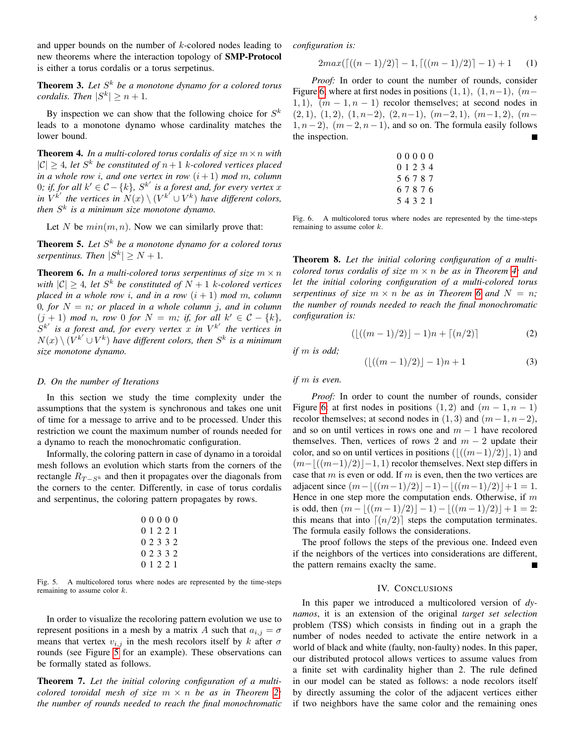and upper bounds on the number of $k$-colored nodes leading to new theorems where the interaction topology of **SMP-Protocol** is either a torus cordalis or a torus serpetinus.

**Theorem 3.** *Let $S^k$ be a monotone dynamo for a colored torus cordalis. Then $|S^k| \geq n+1$.*

By inspection we can show that the following choice for $S^k$ leads to a monotone dynamo whose cardinality matches the lower bound.

**Theorem 4.** *In a multi-colored torus cordalis of size $m \times n$ with $|\mathcal{C}| \geq 4$, let $S^k$ be constituted of $n+1$ $k$-colored vertices placed in a whole row $i$, and one vertex in row $(i+1)$ mod $m$, column $0$; if, for all $k' \in \mathcal{C} - \{k\}$, $S^{k'}$ is a forest and, for every vertex $x$ in $V^{k'}$ the vertices in $N(x) \setminus (V^{k'} \cup V^k)$ have different colors, then $S^k$ is a minimum size monotone dynamo.*

Let $N$ be $min(m, n)$. Now we can similarly prove that:

**Theorem 5.** *Let $S^k$ be a monotone dynamo for a colored torus serpentinus. Then $|S^k| \geq N+1$.*

**Theorem 6.** *In a multi-colored torus serpentinus of size $m \times n$ with $|\mathcal{C}| \geq 4$, let $S^k$ be constituted of $N+1$ $k$-colored vertices placed in a whole row $i$, and in a row $(i+1)$ mod $m$, column $0$, for $N = n$; or placed in a whole column $j$, and in column $(j+1)$ mod $n$, row $0$ for $N = m$; if, for all $k' \in \mathcal{C} - \{k\}$, $S^{k'}$ is a forest and, for every vertex $x$ in $V^{k'}$ the vertices in $N(x) \setminus (V^{k'} \cup V^k)$ have different colors, then $S^k$ is a minimum size monotone dynamo.*

### D. On the number of Iterations

In this section we study the time complexity under the assumptions that the system is synchronous and takes one unit of time for a message to arrive and to be processed. Under this restriction we count the maximum number of rounds needed for a dynamo to reach the monochromatic configuration.

Informally, the coloring pattern in case of dynamo in a toroidal mesh follows an evolution which starts from the corners of the rectangle $R_{T-S^k}$ and then it propagates over the diagonals from the corners to the center. Differently, in case of torus cordalis and serpentinus, the coloring pattern propagates by rows.

```
0 0 0 0 0
0 1 2 2 1
0 2 3 3 2
0 2 3 3 2
0 1 2 2 1
```

Fig. 5. A multicolored torus where nodes are represented by the time-steps remaining to assume color $k$.

In order to visualize the recoloring pattern evolution we use to represent positions in a mesh by a matrix $A$ such that $a_{i,j} = \sigma$ means that vertex $v_{i,j}$ in the mesh recolors itself by $k$ after $\sigma$ rounds (see Figure 5 for an example). These observations can be formally stated as follows.

**Theorem 7.** *Let the initial coloring configuration of a multi-colored toroidal mesh of size $m \times n$ be as in Theorem 2: the number of rounds needed to reach the final monochromatic configuration is:*

$$2max(\lceil((n-1)/2)\rceil - 1, \lceil((m-1)/2)\rceil - 1) + 1 \qquad (1)$$

*Proof:* In order to count the number of rounds, consider Figure 6, where at first nodes in positions $(1,1)$, $(1,n-1)$, $(m-1,1)$, $(m-1,n-1)$ recolor themselves; at second nodes in $(2,1)$, $(1,2)$, $(1,n-2)$, $(2,n-1)$, $(m-2,1)$, $(m-1,2)$, $(m-1,n-2)$, $(m-2,n-1)$, and so on. The formula easily follows the inspection. ∎

```
0 0 0 0 0
0 1 2 3 4
5 6 7 8 7
6 7 8 7 6
5 4 3 2 1
```

Fig. 6. A multicolored torus where nodes are represented by the time-steps remaining to assume color $k$.

**Theorem 8.** *Let the initial coloring configuration of a multi-colored torus cordalis of size $m \times n$ be as in Theorem 4; and let the initial coloring configuration of a multi-colored torus serpentinus of size $m \times n$ be as in Theorem 6 and $N = n$; the number of rounds needed to reach the final monochromatic configuration is:*

$$(\lfloor((m-1)/2)\rfloor - 1)n + \lceil(n/2)\rceil \qquad (2)$$

*if $m$ is odd;*

$$(\lfloor((m-1)/2)\rfloor - 1)n + 1 \qquad (3)$$

*if $m$ is even.*

*Proof:* In order to count the number of rounds, consider Figure 6: at first nodes in positions $(1,2)$ and $(m-1,n-1)$ recolor themselves; at second nodes in $(1,3)$ and $(m-1,n-2)$, and so on until vertices in rows one and $m-1$ have recolored themselves. Then, vertices of rows $2$ and $m-2$ update their color, and so on until vertices in positions $(\lfloor((m-1)/2)\rfloor, 1)$ and $(m - \lfloor((m-1)/2)\rfloor - 1, 1)$ recolor themselves. Next step differs in case that $m$ is even or odd. If $m$ is even, then the two vertices are adjacent since $(m - \lfloor((m-1)/2)\rfloor - 1) - \lfloor((m-1)/2)\rfloor + 1 = 1$. Hence in one step more the computation ends. Otherwise, if $m$ is odd, then $(m - \lfloor((m-1)/2)\rfloor - 1) - \lfloor((m-1)/2)\rfloor + 1 = 2$: this means that into $\lceil(n/2)\rceil$ steps the computation terminates. The formula easily follows the considerations.

The proof follows the steps of the previous one. Indeed even if the neighbors of the vertices into considerations are different, the pattern remains exaclty the same. ∎

## IV. Conclusions

In this paper we introduced a multicolored version of *dynamos*, it is an extension of the original *target set selection* problem (TSS) which consists in finding out in a graph the number of nodes needed to activate the entire network in a world of black and white (faulty, non-faulty) nodes. In this paper, our distributed protocol allows vertices to assume values from a finite set with cardinality higher than 2. The rule defined in our model can be stated as follows: a node recolors itself by directly assuming the color of the adjacent vertices either if two neighbors have the same color and the remaining ones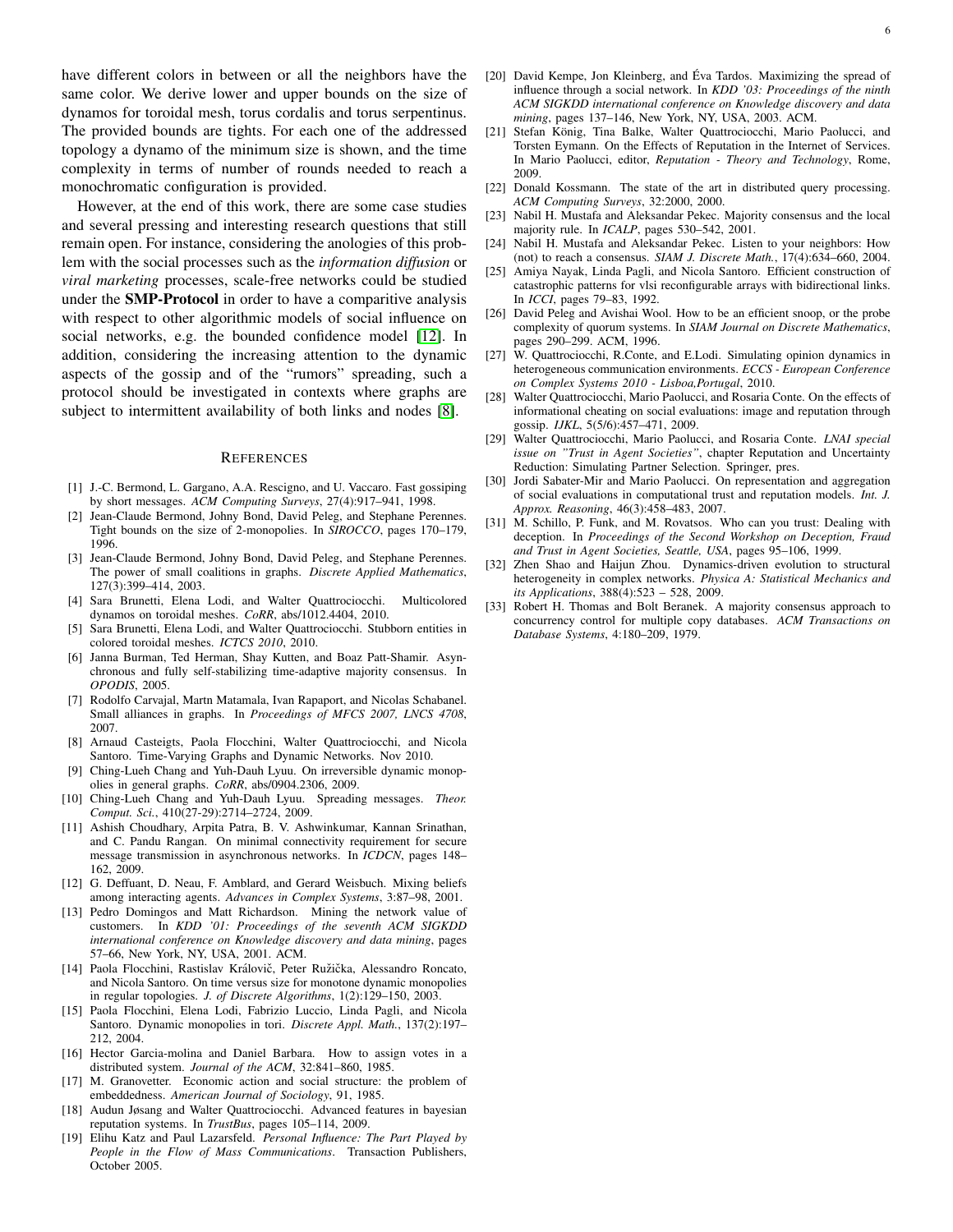have different colors in between or all the neighbors have the same color. We derive lower and upper bounds on the size of dynamos for toroidal mesh, torus cordalis and torus serpentinus. The provided bounds are tights. For each one of the addressed topology a dynamo of the minimum size is shown, and the time complexity in terms of number of rounds needed to reach a monochromatic configuration is provided.

However, at the end of this work, there are some case studies and several pressing and interesting research questions that still remain open. For instance, considering the anologies of this problem with the social processes such as the *information diffusion* or *viral marketing* processes, scale-free networks could be studied under the **SMP-Protocol** in order to have a comparitive analysis with respect to other algorithmic models of social influence on social networks, e.g. the bounded confidence model [12]. In addition, considering the increasing attention to the dynamic aspects of the gossip and of the "rumors" spreading, such a protocol should be investigated in contexts where graphs are subject to intermittent availability of both links and nodes [8].

## References

[1] J.-C. Bermond, L. Gargano, A.A. Rescigno, and U. Vaccaro. Fast gossiping by short messages. *ACM Computing Surveys*, 27(4):917–941, 1998.

[2] Jean-Claude Bermond, Johny Bond, David Peleg, and Stephane Perennes. Tight bounds on the size of 2-monopolies. In *SIROCCO*, pages 170–179, 1996.

[3] Jean-Claude Bermond, Johny Bond, David Peleg, and Stephane Perennes. The power of small coalitions in graphs. *Discrete Applied Mathematics*, 127(3):399–414, 2003.

[4] Sara Brunetti, Elena Lodi, and Walter Quattrociocchi. Multicolored dynamos on toroidal meshes. *CoRR*, abs/1012.4404, 2010.

[5] Sara Brunetti, Elena Lodi, and Walter Quattrociocchi. Stubborn entities in colored toroidal meshes. *ICTCS 2010*, 2010.

[6] Janna Burman, Ted Herman, Shay Kutten, and Boaz Patt-Shamir. Asynchronous and fully self-stabilizing time-adaptive majority consensus. In *OPODIS*, 2005.

[7] Rodolfo Carvajal, Martn Matamala, Ivan Rapaport, and Nicolas Schabanel. Small alliances in graphs. In *Proceedings of MFCS 2007, LNCS 4708*, 2007.

[8] Arnaud Casteigts, Paola Flocchini, Walter Quattrociocchi, and Nicola Santoro. Time-Varying Graphs and Dynamic Networks. Nov 2010.

[9] Ching-Lueh Chang and Yuh-Dauh Lyuu. On irreversible dynamic monopolies in general graphs. *CoRR*, abs/0904.2306, 2009.

[10] Ching-Lueh Chang and Yuh-Dauh Lyuu. Spreading messages. *Theor. Comput. Sci.*, 410(27-29):2714–2724, 2009.

[11] Ashish Choudhary, Arpita Patra, B. V. Ashwinkumar, Kannan Srinathan, and C. Pandu Rangan. On minimal connectivity requirement for secure message transmission in asynchronous networks. In *ICDCN*, pages 148–162, 2009.

[12] G. Deffuant, D. Neau, F. Amblard, and Gerard Weisbuch. Mixing beliefs among interacting agents. *Advances in Complex Systems*, 3:87–98, 2001.

[13] Pedro Domingos and Matt Richardson. Mining the network value of customers. In *KDD '01: Proceedings of the seventh ACM SIGKDD international conference on Knowledge discovery and data mining*, pages 57–66, New York, NY, USA, 2001. ACM.

[14] Paola Flocchini, Rastislav Královič, Peter Ružička, Alessandro Roncato, and Nicola Santoro. On time versus size for monotone dynamic monopolies in regular topologies. *J. of Discrete Algorithms*, 1(2):129–150, 2003.

[15] Paola Flocchini, Elena Lodi, Fabrizio Luccio, Linda Pagli, and Nicola Santoro. Dynamic monopolies in tori. *Discrete Appl. Math.*, 137(2):197–212, 2004.

[16] Hector Garcia-molina and Daniel Barbara. How to assign votes in a distributed system. *Journal of the ACM*, 32:841–860, 1985.

[17] M. Granovetter. Economic action and social structure: the problem of embeddedness. *American Journal of Sociology*, 91, 1985.

[18] Audun Jøsang and Walter Quattrociocchi. Advanced features in bayesian reputation systems. In *TrustBus*, pages 105–114, 2009.

[19] Elihu Katz and Paul Lazarsfeld. *Personal Influence: The Part Played by People in the Flow of Mass Communications*. Transaction Publishers, October 2005.

[20] David Kempe, Jon Kleinberg, and Éva Tardos. Maximizing the spread of influence through a social network. In *KDD '03: Proceedings of the ninth ACM SIGKDD international conference on Knowledge discovery and data mining*, pages 137–146, New York, NY, USA, 2003. ACM.

[21] Stefan König, Tina Balke, Walter Quattrociocchi, Mario Paolucci, and Torsten Eymann. On the Effects of Reputation in the Internet of Services. In Mario Paolucci, editor, *Reputation - Theory and Technology*, Rome, 2009.

[22] Donald Kossmann. The state of the art in distributed query processing. *ACM Computing Surveys*, 32:2000, 2000.

[23] Nabil H. Mustafa and Aleksandar Pekec. Majority consensus and the local majority rule. In *ICALP*, pages 530–542, 2001.

[24] Nabil H. Mustafa and Aleksandar Pekec. Listen to your neighbors: How (not) to reach a consensus. *SIAM J. Discrete Math.*, 17(4):634–660, 2004.

[25] Amiya Nayak, Linda Pagli, and Nicola Santoro. Efficient construction of catastrophic patterns for vlsi reconfigurable arrays with bidirectional links. In *ICCI*, pages 79–83, 1992.

[26] David Peleg and Avishai Wool. How to be an efficient snoop, or the probe complexity of quorum systems. In *SIAM Journal on Discrete Mathematics*, pages 290–299. ACM, 1996.

[27] W. Quattrociocchi, R.Conte, and E.Lodi. Simulating opinion dynamics in heterogeneous communication environments. *ECCS - European Conference on Complex Systems 2010 - Lisboa,Portugal*, 2010.

[28] Walter Quattrociocchi, Mario Paolucci, and Rosaria Conte. On the effects of informational cheating on social evaluations: image and reputation through gossip. *IJKL*, 5(5/6):457–471, 2009.

[29] Walter Quattrociocchi, Mario Paolucci, and Rosaria Conte. *LNAI special issue on "Trust in Agent Societies"*, chapter Reputation and Uncertainty Reduction: Simulating Partner Selection. Springer, pres.

[30] Jordi Sabater-Mir and Mario Paolucci. On representation and aggregation of social evaluations in computational trust and reputation models. *Int. J. Approx. Reasoning*, 46(3):458–483, 2007.

[31] M. Schillo, P. Funk, and M. Rovatsos. Who can you trust: Dealing with deception. In *Proceedings of the Second Workshop on Deception, Fraud and Trust in Agent Societies, Seattle, USA*, pages 95–106, 1999.

[32] Zhen Shao and Haijun Zhou. Dynamics-driven evolution to structural heterogeneity in complex networks. *Physica A: Statistical Mechanics and its Applications*, 388(4):523 – 528, 2009.

[33] Robert H. Thomas and Bolt Beranek. A majority consensus approach to concurrency control for multiple copy databases. *ACM Transactions on Database Systems*, 4:180–209, 1979.